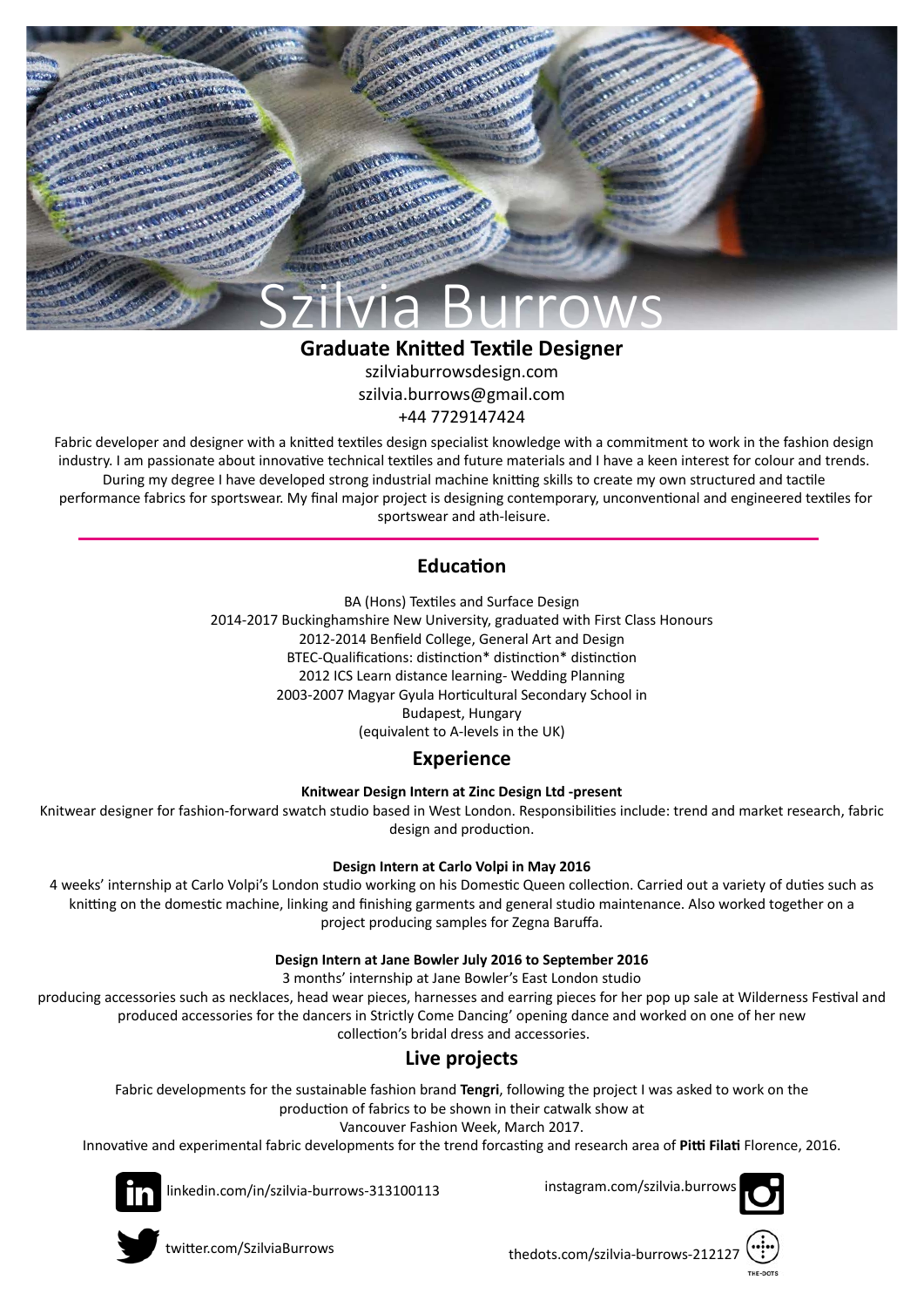# Szilvia Burrows

**Graduate Knitted Textile Designer**

szilviaburrowsdesign.com
szilvia.burrows@gmail.com
+44 7729147424

Fabric developer and designer with a knitted textiles design specialist knowledge with a commitment to work in the fashion design industry. I am passionate about innovative technical textiles and future materials and I have a keen interest for colour and trends. During my degree I have developed strong industrial machine knitting skills to create my own structured and tactile performance fabrics for sportswear. My final major project is designing contemporary, unconventional and engineered textiles for sportswear and ath-leisure.

## Education

BA (Hons) Textiles and Surface Design
2014-2017 Buckinghamshire New University, graduated with First Class Honours
2012-2014 Benfield College, General Art and Design
BTEC-Qualifications: distinction* distinction* distinction
2012 ICS Learn distance learning- Wedding Planning
2003-2007 Magyar Gyula Horticultural Secondary School in Budapest, Hungary
(equivalent to A-levels in the UK)

## Experience

**Knitwear Design Intern at Zinc Design Ltd -present**

Knitwear designer for fashion-forward swatch studio based in West London. Responsibilities include: trend and market research, fabric design and production.

**Design Intern at Carlo Volpi in May 2016**

4 weeks' internship at Carlo Volpi's London studio working on his Domestic Queen collection. Carried out a variety of duties such as knitting on the domestic machine, linking and finishing garments and general studio maintenance. Also worked together on a project producing samples for Zegna Baruffa.

**Design Intern at Jane Bowler July 2016 to September 2016**

3 months' internship at Jane Bowler's East London studio
producing accessories such as necklaces, head wear pieces, harnesses and earring pieces for her pop up sale at Wilderness Festival and produced accessories for the dancers in Strictly Come Dancing' opening dance and worked on one of her new collection's bridal dress and accessories.

## Live projects

Fabric developments for the sustainable fashion brand **Tengri**, following the project I was asked to work on the production of fabrics to be shown in their catwalk show at
Vancouver Fashion Week, March 2017.
Innovative and experimental fabric developments for the trend forcasting and research area of **Pitti Filati** Florence, 2016.

linkedin.com/in/szilvia-burrows-313100113

instagram.com/szilvia.burrows

twitter.com/SzilviaBurrows

thedots.com/szilvia-burrows-212127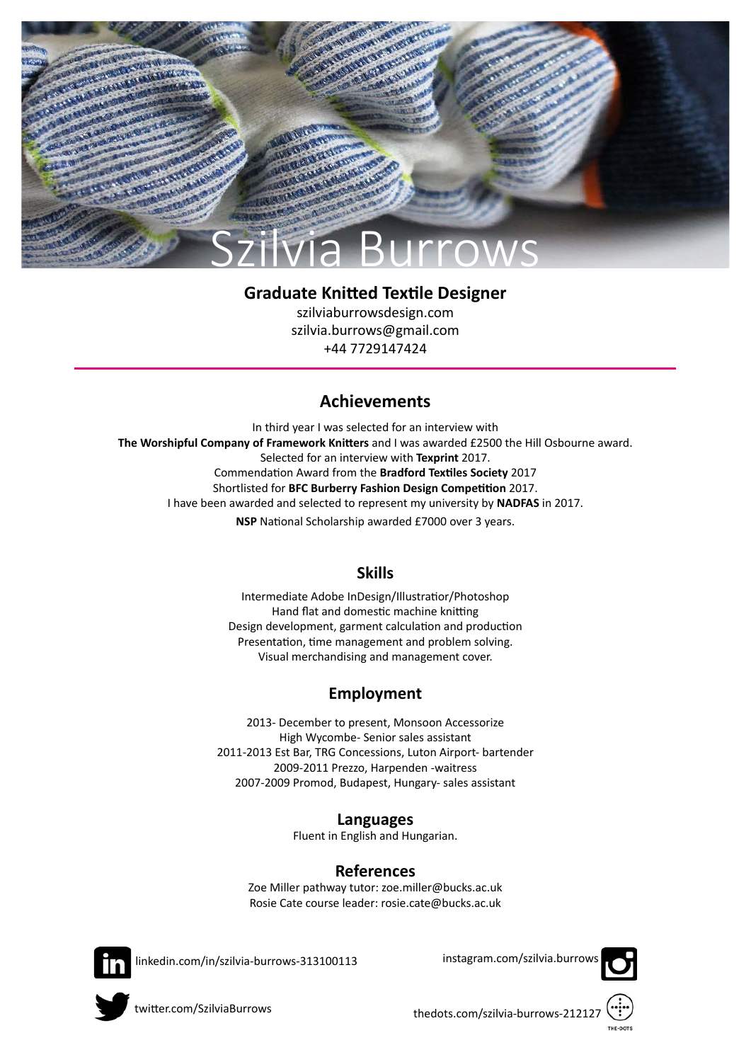# Szilvia Burrows

**Graduate Knitted Textile Designer**

szilviaburrowsdesign.com
szilvia.burrows@gmail.com
+44 7729147424

## Achievements

In third year I was selected for an interview with
**The Worshipful Company of Framework Knitters** and I was awarded £2500 the Hill Osbourne award.
Selected for an interview with **Texprint** 2017.
Commendation Award from the **Bradford Textiles Society** 2017
Shortlisted for **BFC Burberry Fashion Design Competition** 2017.
I have been awarded and selected to represent my university by **NADFAS** in 2017.
**NSP** National Scholarship awarded £7000 over 3 years.

## Skills

Intermediate Adobe InDesign/Illustratior/Photoshop
Hand flat and domestic machine knitting
Design development, garment calculation and production
Presentation, time management and problem solving.
Visual merchandising and management cover.

## Employment

2013- December to present, Monsoon Accessorize
High Wycombe- Senior sales assistant
2011-2013 Est Bar, TRG Concessions, Luton Airport- bartender
2009-2011 Prezzo, Harpenden -waitress
2007-2009 Promod, Budapest, Hungary- sales assistant

### Languages

Fluent in English and Hungarian.

### References

Zoe Miller pathway tutor: zoe.miller@bucks.ac.uk
Rosie Cate course leader: rosie.cate@bucks.ac.uk

linkedin.com/in/szilvia-burrows-313100113
instagram.com/szilvia.burrows
twitter.com/SzilviaBurrows
thedots.com/szilvia-burrows-212127